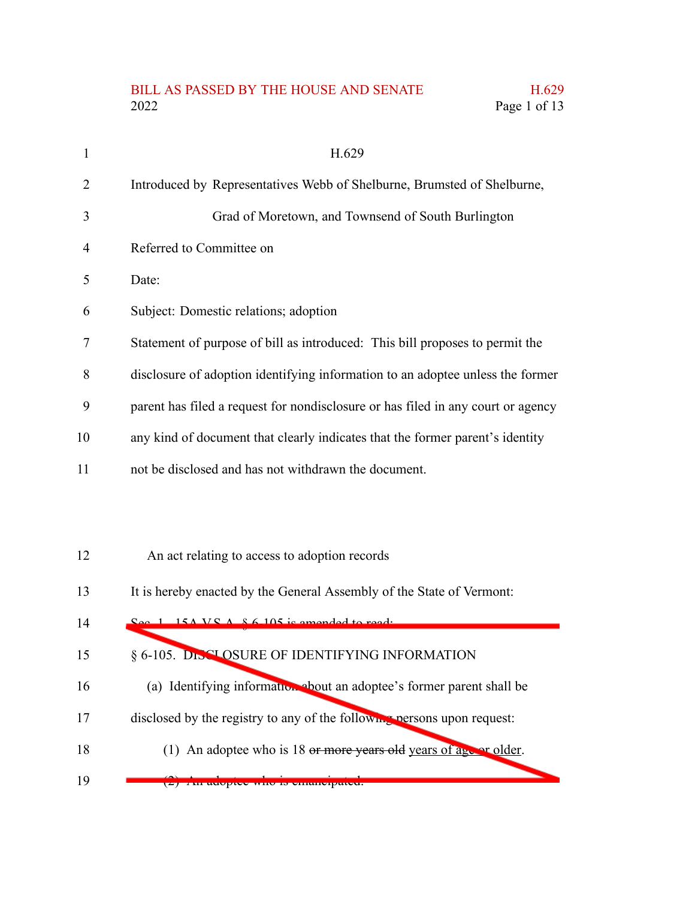H.629

Introduced by Representatives Webb of Shelburne, Brumsted of Shelburne, Grad of Moretown, and Townsend of South Burlington

Referred to Committee on

Date:

Subject: Domestic relations; adoption

Statement of purpose of bill as introduced: This bill proposes to permit the disclosure of adoption identifying information to an adoptee unless the former parent has filed a request for nondisclosure or has filed in any court or agency any kind of document that clearly indicates that the former parent's identity not be disclosed and has not withdrawn the document.

An act relating to access to adoption records

It is hereby enacted by the General Assembly of the State of Vermont:

Sec. 1. 15A V.S.A. § 6-105 is amended to read:

§ 6-105. DISCLOSURE OF IDENTIFYING INFORMATION

(a) Identifying information about an adoptee's former parent shall be disclosed by the registry to any of the following persons upon request:

(1) An adoptee who is 18 ~~or more years old~~ years of age or older.

~~(2) An adoptee who is emancipated.~~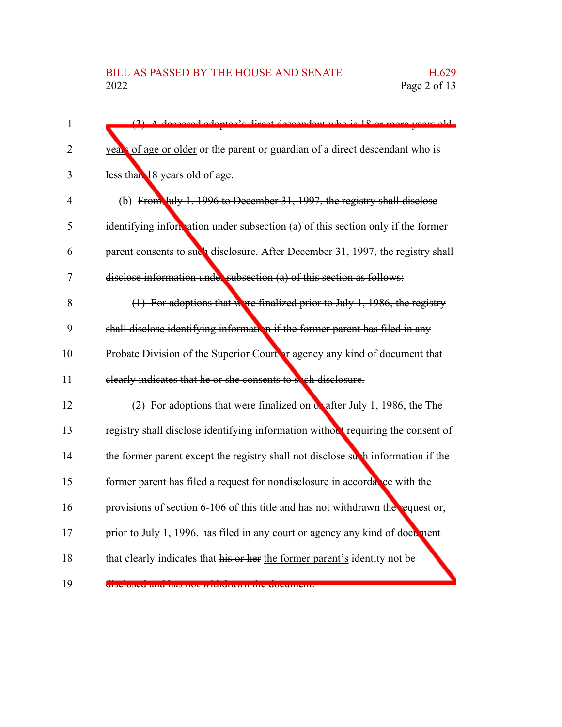(3) A deceased adoptee's direct descendant who is 18 or more years old years of age or older or the parent or guardian of a direct descendant who is less than 18 years old of age.

(b) From July 1, 1996 to December 31, 1997, the registry shall disclose identifying information under subsection (a) of this section only if the former parent consents to such disclosure. After December 31, 1997, the registry shall disclose information under subsection (a) of this section as follows:

(1) For adoptions that were finalized prior to July 1, 1986, the registry shall disclose identifying information if the former parent has filed in any Probate Division of the Superior Court or agency any kind of document that clearly indicates that he or she consents to such disclosure.

(2) For adoptions that were finalized on or after July 1, 1986, the The registry shall disclose identifying information without requiring the consent of the former parent except the registry shall not disclose such information if the former parent has filed a request for nondisclosure in accordance with the provisions of section 6-106 of this title and has not withdrawn the request or, prior to July 1, 1996, has filed in any court or agency any kind of document that clearly indicates that his or her the former parent's identity not be disclosed and has not withdrawn the document.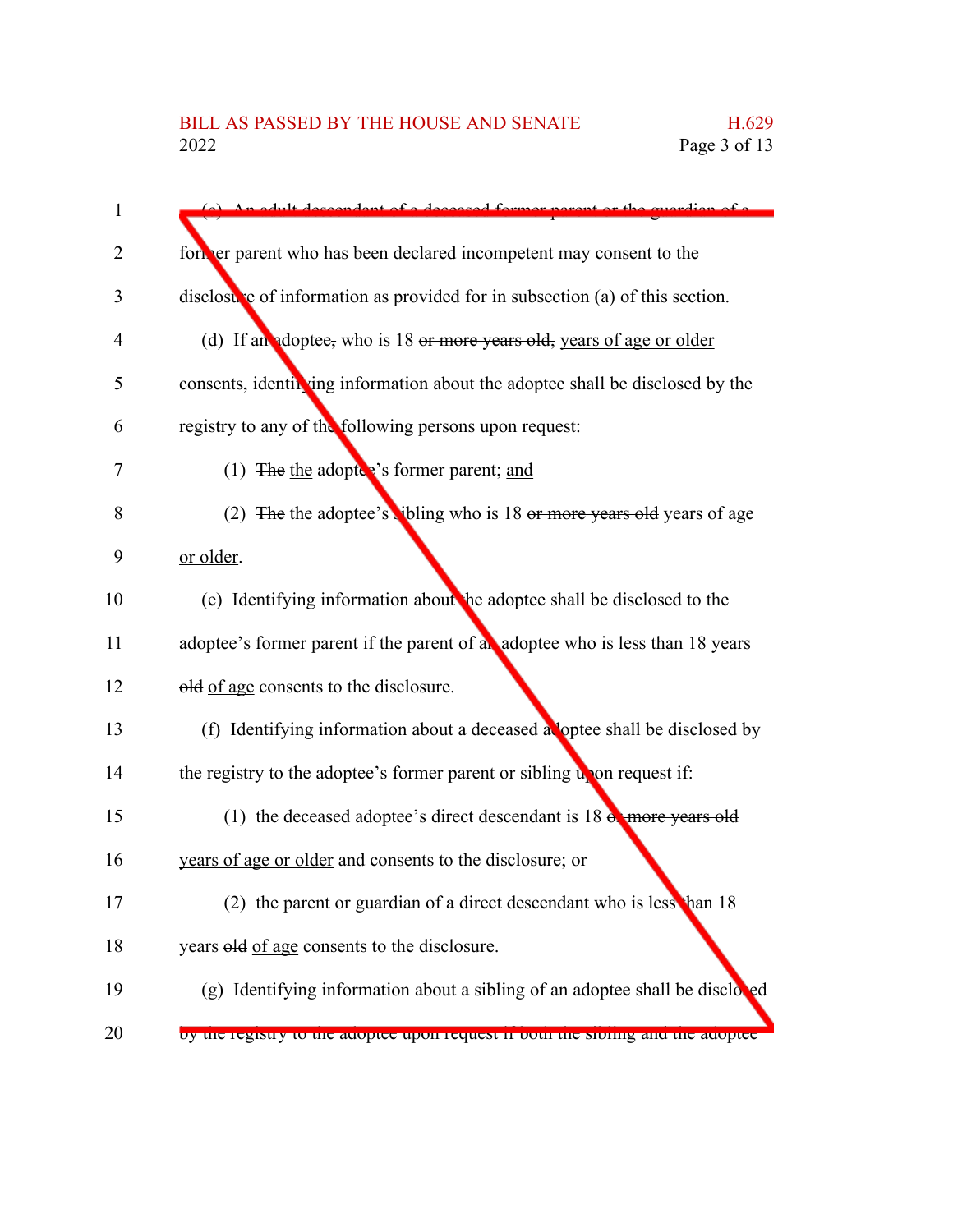(c) An adult descendant of a deceased former parent or the guardian of a former parent who has been declared incompetent may consent to the disclosure of information as provided for in subsection (a) of this section.

(d) If an adoptee, who is 18 ~~or more years old,~~ years of age or older consents, identifying information about the adoptee shall be disclosed by the registry to any of the following persons upon request:

(1) ~~The~~ the adoptee's former parent; and

(2) ~~The~~ the adoptee's sibling who is 18 ~~or more years old~~ years of age or older.

(e) Identifying information about the adoptee shall be disclosed to the adoptee's former parent if the parent of an adoptee who is less than 18 years ~~old~~ of age consents to the disclosure.

(f) Identifying information about a deceased adoptee shall be disclosed by the registry to the adoptee's former parent or sibling upon request if:

(1) the deceased adoptee's direct descendant is 18 ~~or more years old~~ years of age or older and consents to the disclosure; or

(2) the parent or guardian of a direct descendant who is less than 18 years ~~old~~ of age consents to the disclosure.

(g) Identifying information about a sibling of an adoptee shall be disclosed by the registry to the adoptee upon request if both the sibling and the adoptee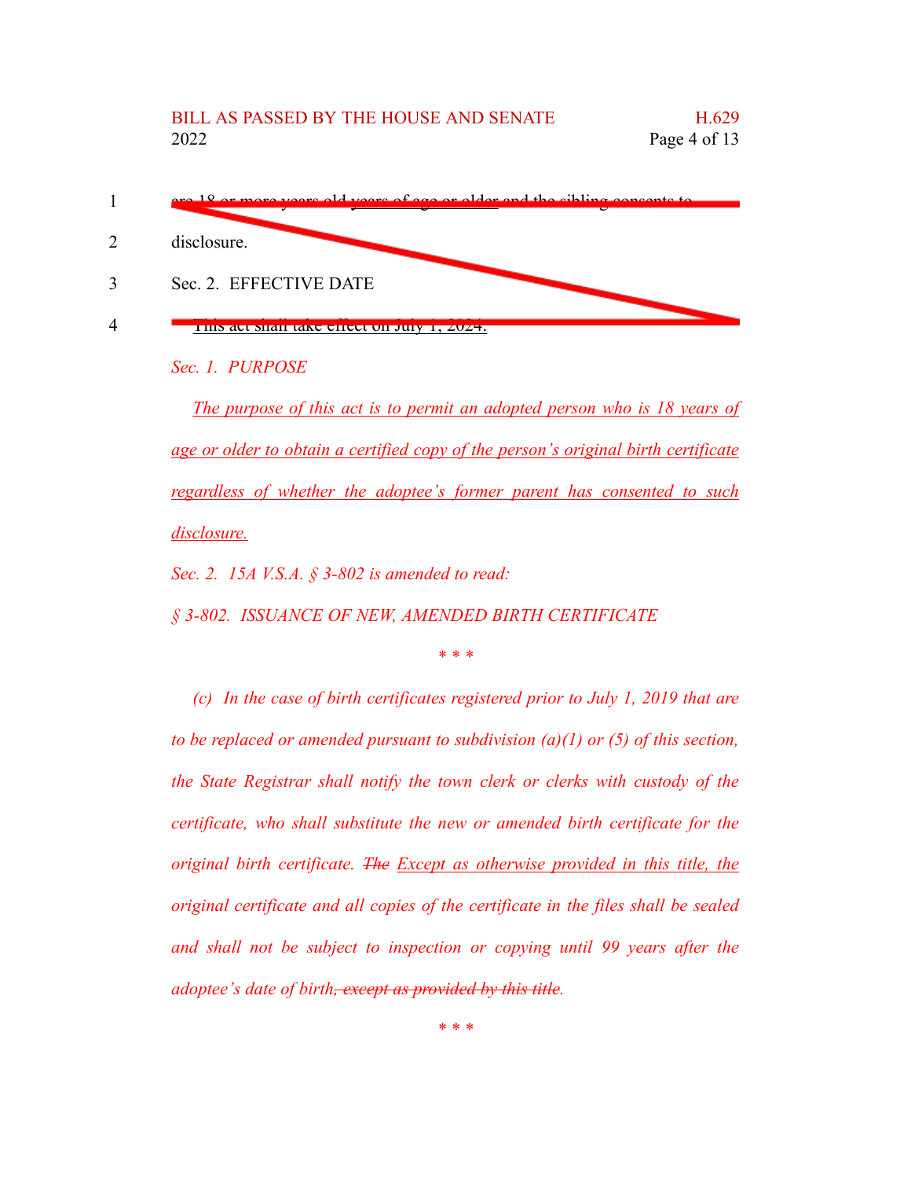~~are 18 or more years old~~ years of age or older and the sibling consents to disclosure.

Sec. 2. EFFECTIVE DATE

This act shall take effect on July 1, 2024.

*Sec. 1. PURPOSE*

*The purpose of this act is to permit an adopted person who is 18 years of age or older to obtain a certified copy of the person's original birth certificate regardless of whether the adoptee's former parent has consented to such disclosure.*

*Sec. 2. 15A V.S.A. § 3-802 is amended to read:*

*§ 3-802. ISSUANCE OF NEW, AMENDED BIRTH CERTIFICATE*

*\* \* \**

*(c) In the case of birth certificates registered prior to July 1, 2019 that are to be replaced or amended pursuant to subdivision (a)(1) or (5) of this section, the State Registrar shall notify the town clerk or clerks with custody of the certificate, who shall substitute the new or amended birth certificate for the original birth certificate. ~~The~~ Except as otherwise provided in this title, the original certificate and all copies of the certificate in the files shall be sealed and shall not be subject to inspection or copying until 99 years after the adoptee's date of birth~~, except as provided by this title~~.*

*\* \* \**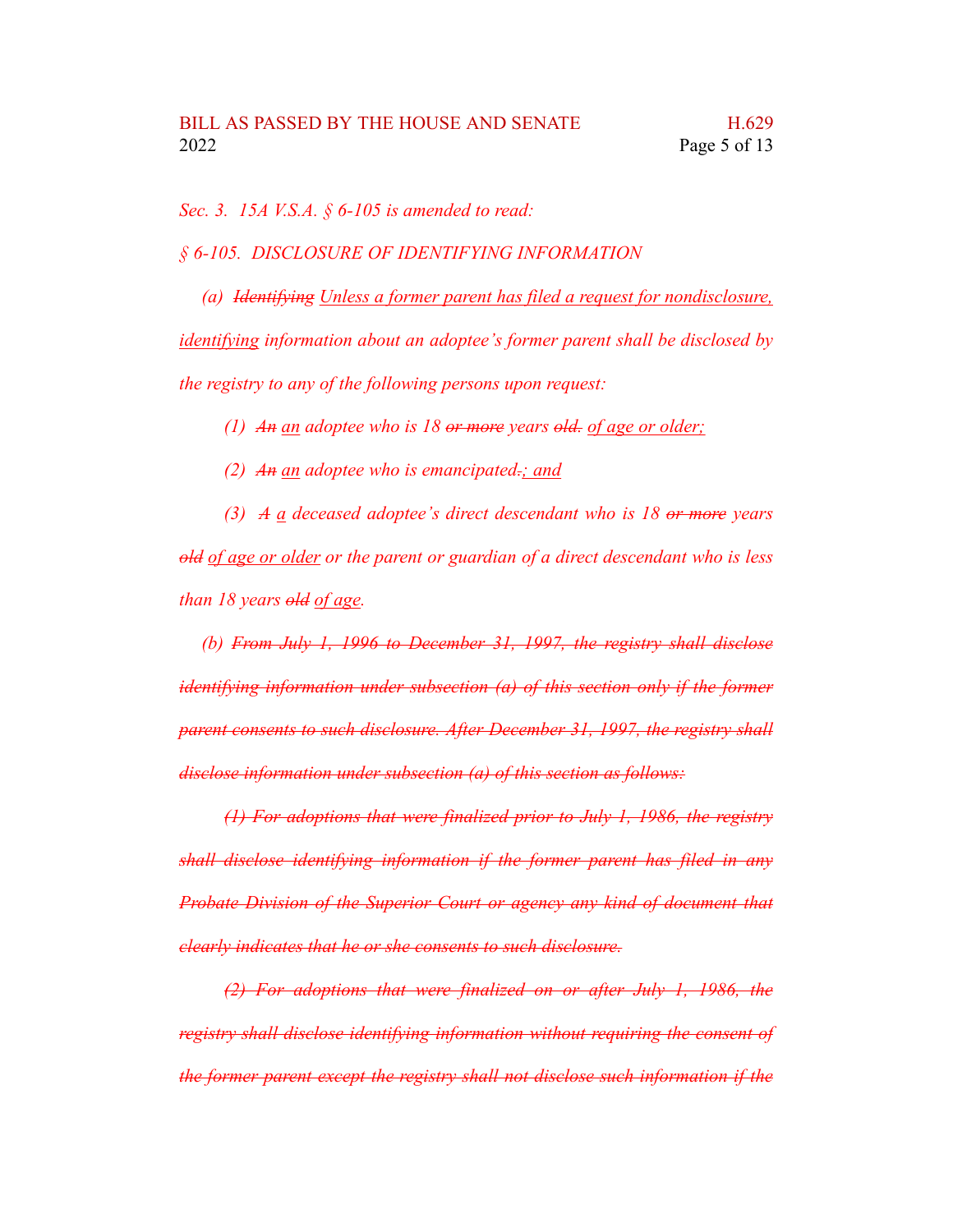*Sec. 3. 15A V.S.A. § 6-105 is amended to read:*

*§ 6-105. DISCLOSURE OF IDENTIFYING INFORMATION*

*(a) ~~Identifying~~ <u>Unless a former parent has filed a request for nondisclosure, identifying</u> information about an adoptee's former parent shall be disclosed by the registry to any of the following persons upon request:*

*(1) ~~An~~ <u>an</u> adoptee who is 18 ~~or more~~ years ~~old.~~ <u>of age or older;</u>*

*(2) ~~An~~ <u>an</u> adoptee who is emancipated~~.~~<u>; and</u>*

*(3) ~~A~~ <u>a</u> deceased adoptee's direct descendant who is 18 ~~or more~~ years ~~old~~ <u>of age or older</u> or the parent or guardian of a direct descendant who is less than 18 years ~~old~~ <u>of age</u>.*

*(b) ~~From July 1, 1996 to December 31, 1997, the registry shall disclose identifying information under subsection (a) of this section only if the former parent consents to such disclosure. After December 31, 1997, the registry shall disclose information under subsection (a) of this section as follows:~~*

*~~(1) For adoptions that were finalized prior to July 1, 1986, the registry shall disclose identifying information if the former parent has filed in any Probate Division of the Superior Court or agency any kind of document that clearly indicates that he or she consents to such disclosure.~~*

*~~(2) For adoptions that were finalized on or after July 1, 1986, the registry shall disclose identifying information without requiring the consent of the former parent except the registry shall not disclose such information if the~~*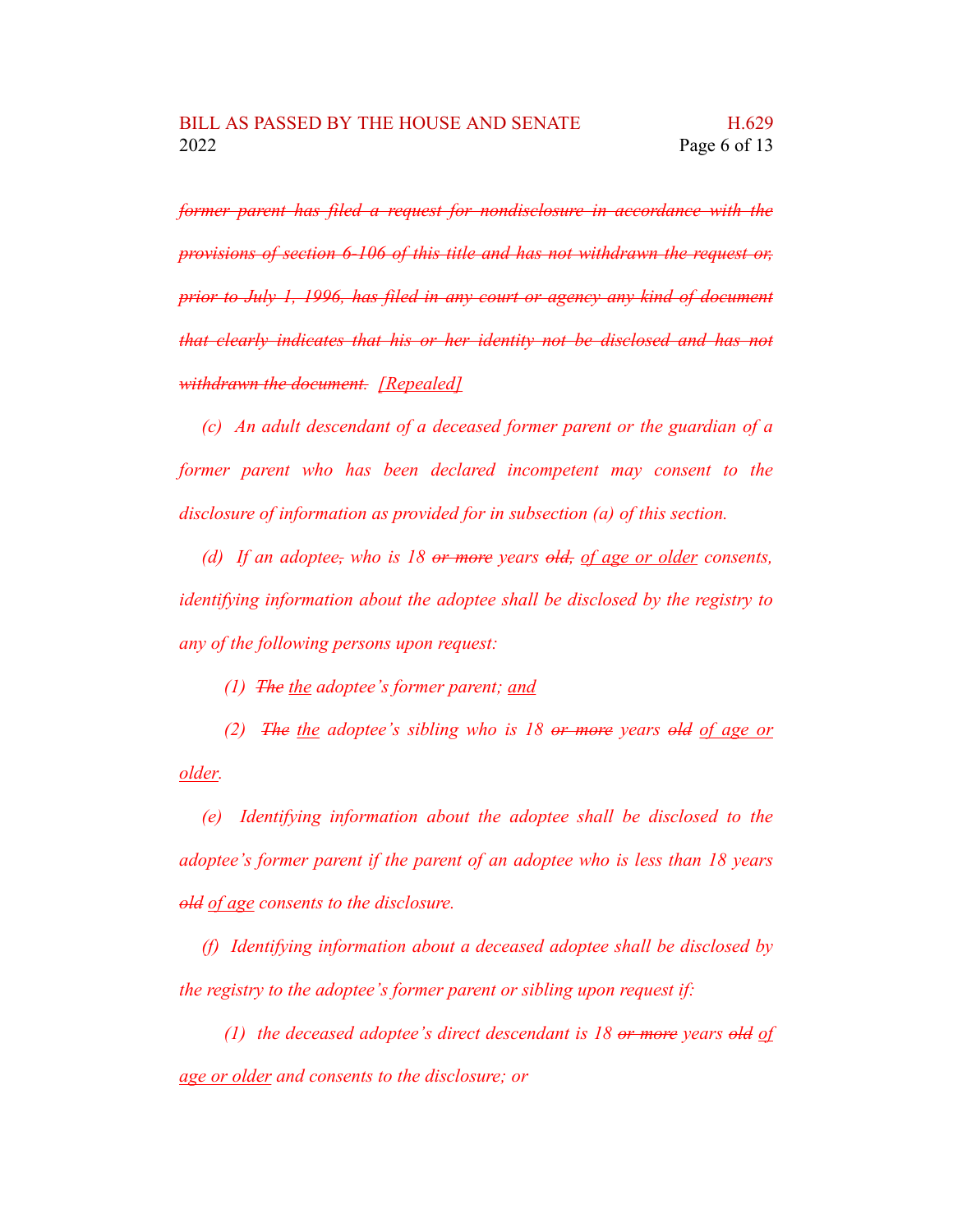*~~former parent has filed a request for nondisclosure in accordance with the provisions of section 6-106 of this title and has not withdrawn the request or, prior to July 1, 1996, has filed in any court or agency any kind of document that clearly indicates that his or her identity not be disclosed and has not withdrawn the document.~~ <u>[Repealed]</u>*

*(c) An adult descendant of a deceased former parent or the guardian of a former parent who has been declared incompetent may consent to the disclosure of information as provided for in subsection (a) of this section.*

*(d) If an adoptee~~,~~ who is 18 ~~or more~~ years ~~old,~~ <u>of age or older</u> consents, identifying information about the adoptee shall be disclosed by the registry to any of the following persons upon request:*

*(1) ~~The~~ <u>the</u> adoptee's former parent; <u>and</u>*

*(2) ~~The~~ <u>the</u> adoptee's sibling who is 18 ~~or more~~ years ~~old~~ <u>of age or older</u>.*

*(e) Identifying information about the adoptee shall be disclosed to the adoptee's former parent if the parent of an adoptee who is less than 18 years ~~old~~ <u>of age</u> consents to the disclosure.*

*(f) Identifying information about a deceased adoptee shall be disclosed by the registry to the adoptee's former parent or sibling upon request if:*

*(1) the deceased adoptee's direct descendant is 18 ~~or more~~ years ~~old~~ <u>of age or older</u> and consents to the disclosure; or*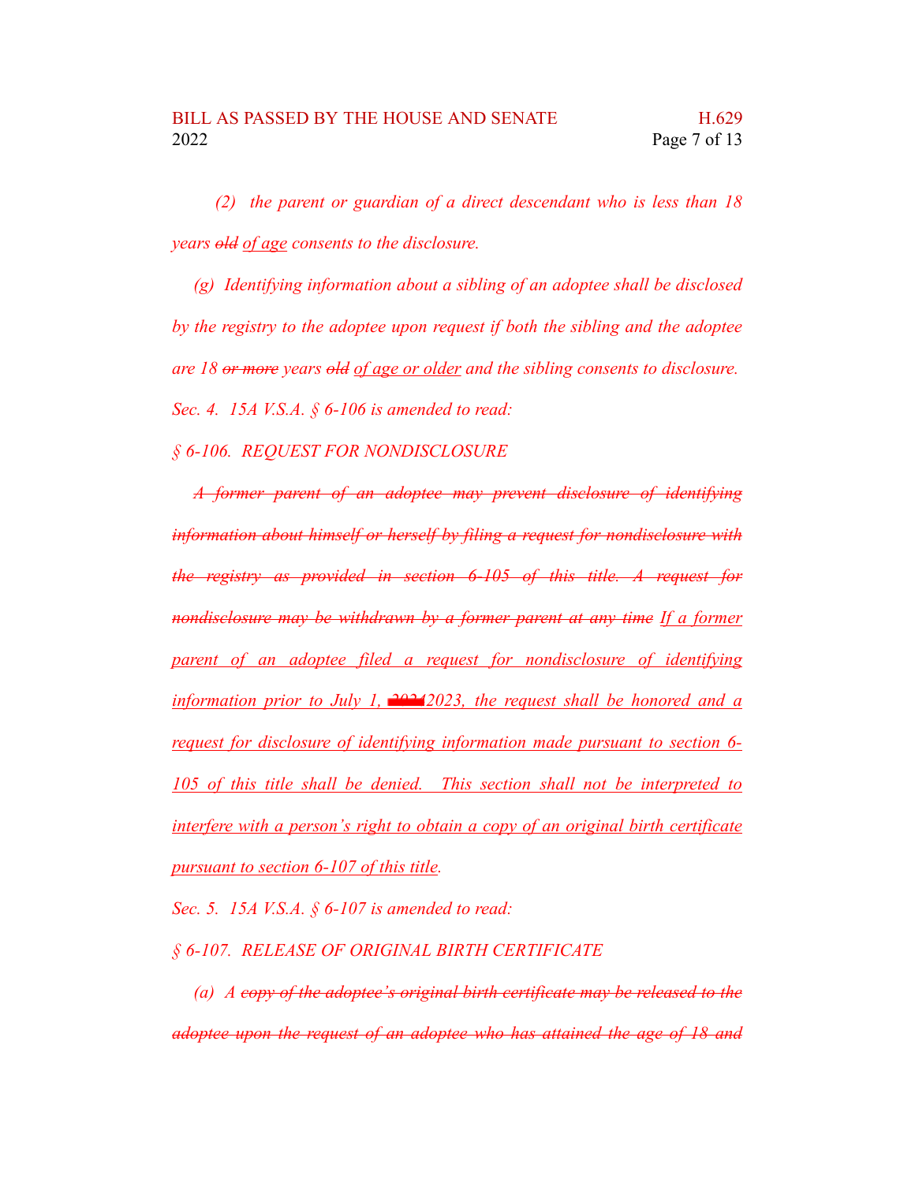*(2) the parent or guardian of a direct descendant who is less than 18 years ~~old~~ <u>of age</u> consents to the disclosure.*

*(g) Identifying information about a sibling of an adoptee shall be disclosed by the registry to the adoptee upon request if both the sibling and the adoptee are 18 ~~or more~~ years ~~old~~ <u>of age or older</u> and the sibling consents to disclosure.*

*Sec. 4. 15A V.S.A. § 6-106 is amended to read:*

*§ 6-106. REQUEST FOR NONDISCLOSURE*

*~~A former parent of an adoptee may prevent disclosure of identifying information about himself or herself by filing a request for nondisclosure with the registry as provided in section 6-105 of this title. A request for nondisclosure may be withdrawn by a former parent at any time~~ <u>If a former parent of an adoptee filed a request for nondisclosure of identifying information prior to July 1, ~~2022~~2023, the request shall be honored and a request for disclosure of identifying information made pursuant to section 6-105 of this title shall be denied. This section shall not be interpreted to interfere with a person's right to obtain a copy of an original birth certificate pursuant to section 6-107 of this title</u>.*

*Sec. 5. 15A V.S.A. § 6-107 is amended to read:*

*§ 6-107. RELEASE OF ORIGINAL BIRTH CERTIFICATE*

*(a) A ~~copy of the adoptee's original birth certificate may be released to the adoptee upon the request of an adoptee who has attained the age of 18 and~~*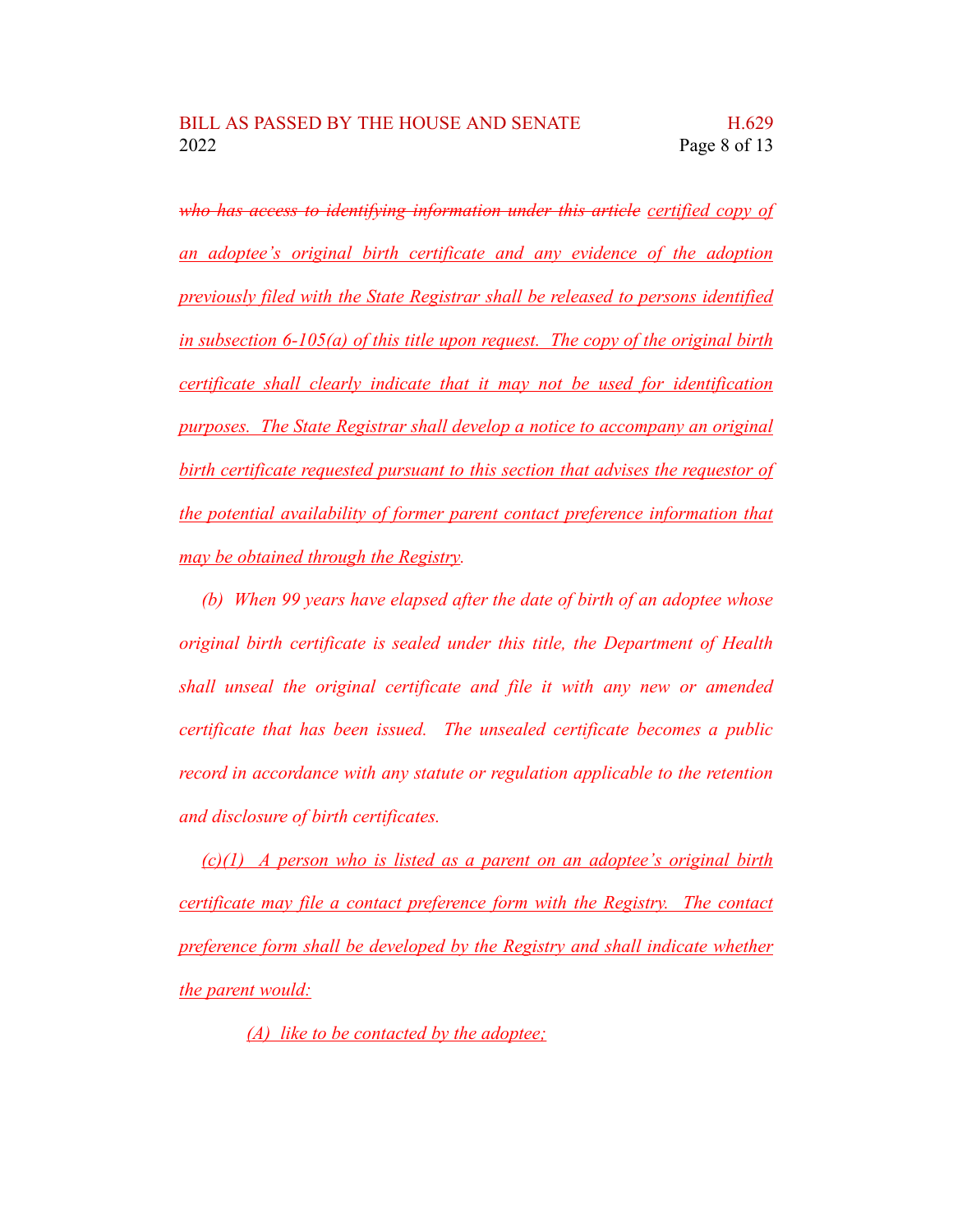*~~who has access to identifying information under this article~~* *<u>certified copy of an adoptee's original birth certificate and any evidence of the adoption previously filed with the State Registrar shall be released to persons identified in subsection 6-105(a) of this title upon request. The copy of the original birth certificate shall clearly indicate that it may not be used for identification purposes. The State Registrar shall develop a notice to accompany an original birth certificate requested pursuant to this section that advises the requestor of the potential availability of former parent contact preference information that may be obtained through the Registry</u>*.

*(b) When 99 years have elapsed after the date of birth of an adoptee whose original birth certificate is sealed under this title, the Department of Health shall unseal the original certificate and file it with any new or amended certificate that has been issued. The unsealed certificate becomes a public record in accordance with any statute or regulation applicable to the retention and disclosure of birth certificates.*

*<u>(c)(1) A person who is listed as a parent on an adoptee's original birth certificate may file a contact preference form with the Registry. The contact preference form shall be developed by the Registry and shall indicate whether the parent would:</u>*

*<u>(A) like to be contacted by the adoptee;</u>*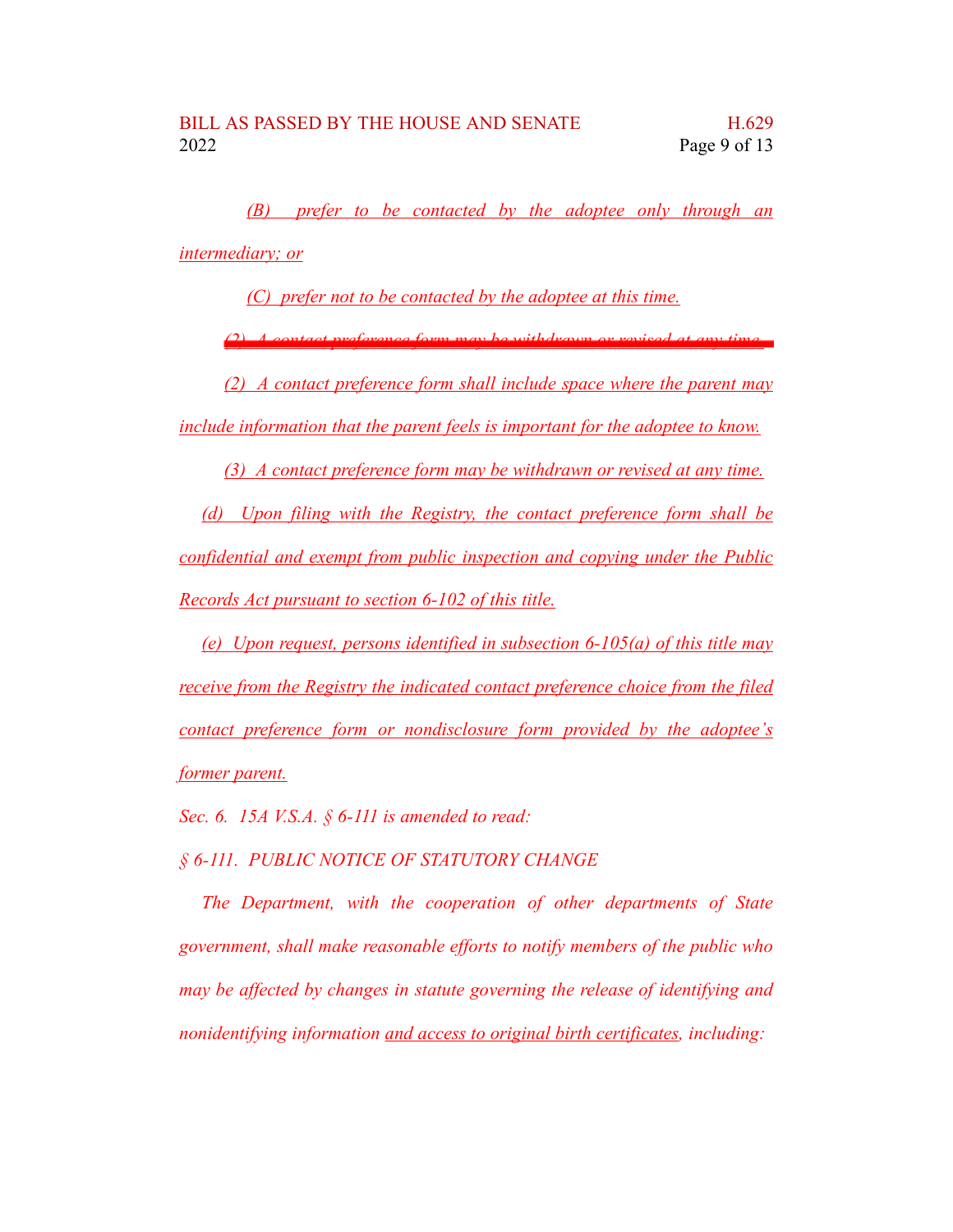*(B) prefer to be contacted by the adoptee only through an intermediary; or*

*(C) prefer not to be contacted by the adoptee at this time.*

~~*(2) A contact preference form may be withdrawn or revised at any time.*~~

*(2) A contact preference form shall include space where the parent may include information that the parent feels is important for the adoptee to know.*

*(3) A contact preference form may be withdrawn or revised at any time.*

*(d) Upon filing with the Registry, the contact preference form shall be confidential and exempt from public inspection and copying under the Public Records Act pursuant to section 6-102 of this title.*

*(e) Upon request, persons identified in subsection 6-105(a) of this title may receive from the Registry the indicated contact preference choice from the filed contact preference form or nondisclosure form provided by the adoptee's former parent.*

*Sec. 6. 15A V.S.A. § 6-111 is amended to read:*

*§ 6-111. PUBLIC NOTICE OF STATUTORY CHANGE*

*The Department, with the cooperation of other departments of State government, shall make reasonable efforts to notify members of the public who may be affected by changes in statute governing the release of identifying and nonidentifying information and access to original birth certificates, including:*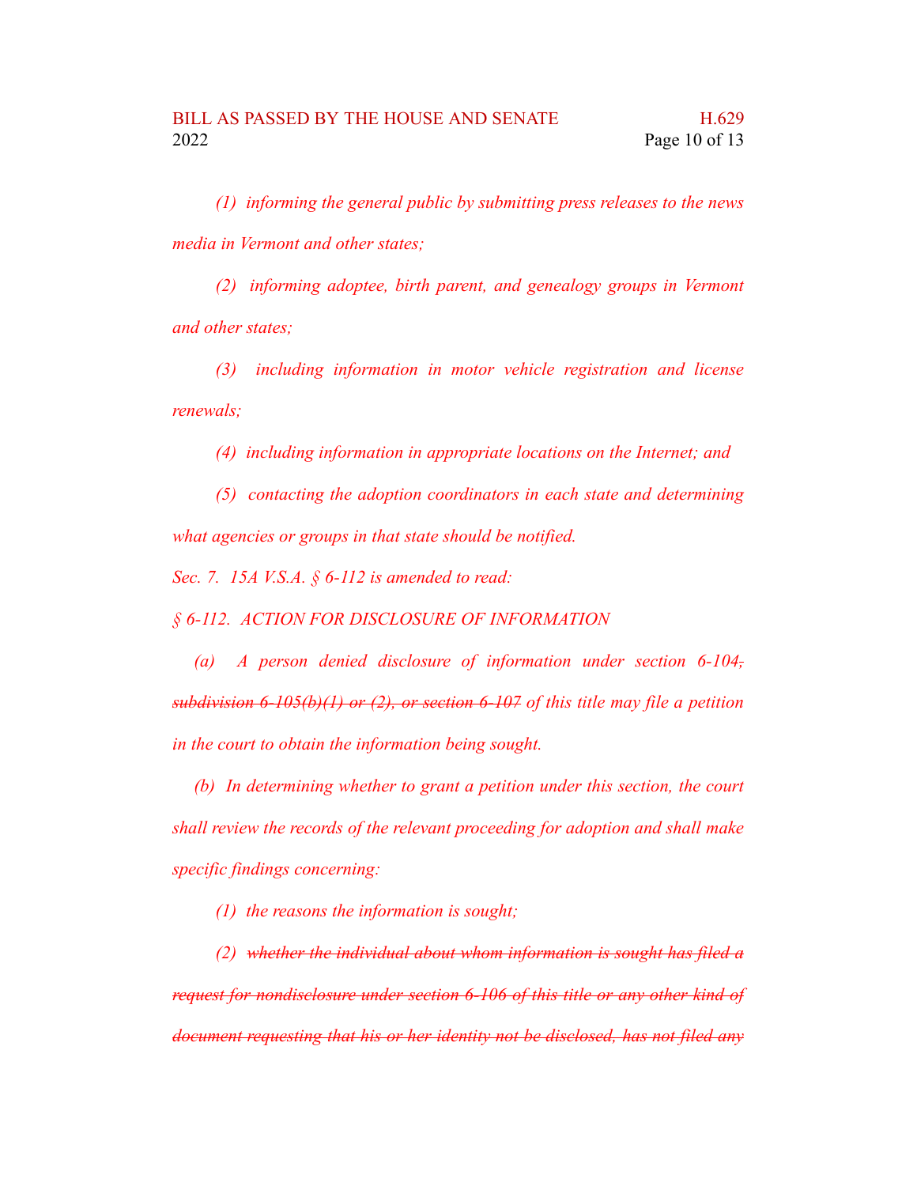*(1) informing the general public by submitting press releases to the news media in Vermont and other states;*

*(2) informing adoptee, birth parent, and genealogy groups in Vermont and other states;*

*(3) including information in motor vehicle registration and license renewals;*

*(4) including information in appropriate locations on the Internet; and*

*(5) contacting the adoption coordinators in each state and determining what agencies or groups in that state should be notified.*

*Sec. 7. 15A V.S.A. § 6-112 is amended to read:*

*§ 6-112. ACTION FOR DISCLOSURE OF INFORMATION*

*(a) A person denied disclosure of information under section 6-104~~, subdivision 6-105(b)(1) or (2), or section 6-107~~ of this title may file a petition in the court to obtain the information being sought.*

*(b) In determining whether to grant a petition under this section, the court shall review the records of the relevant proceeding for adoption and shall make specific findings concerning:*

*(1) the reasons the information is sought;*

*(2) ~~whether the individual about whom information is sought has filed a request for nondisclosure under section 6-106 of this title or any other kind of document requesting that his or her identity not be disclosed, has not filed any~~*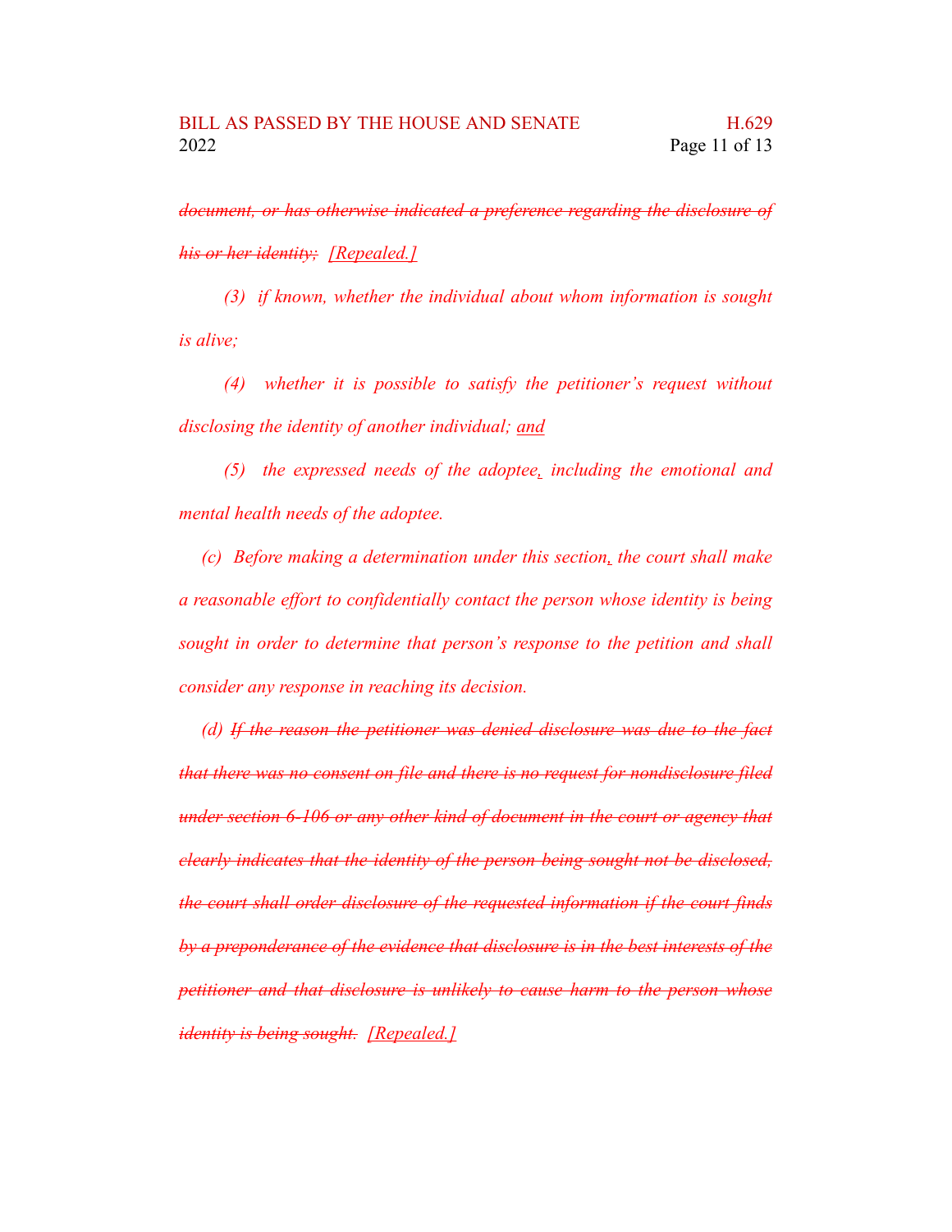*~~document, or has otherwise indicated a preference regarding the disclosure of his or her identity;~~ <u>[Repealed.]</u>*

*(3) if known, whether the individual about whom information is sought is alive;*

*(4) whether it is possible to satisfy the petitioner's request without disclosing the identity of another individual; <u>and</u>*

*(5) the expressed needs of the adoptee<u>,</u> including the emotional and mental health needs of the adoptee.*

*(c) Before making a determination under this section<u>,</u> the court shall make a reasonable effort to confidentially contact the person whose identity is being sought in order to determine that person's response to the petition and shall consider any response in reaching its decision.*

*(d) ~~If the reason the petitioner was denied disclosure was due to the fact that there was no consent on file and there is no request for nondisclosure filed under section 6-106 or any other kind of document in the court or agency that clearly indicates that the identity of the person being sought not be disclosed, the court shall order disclosure of the requested information if the court finds by a preponderance of the evidence that disclosure is in the best interests of the petitioner and that disclosure is unlikely to cause harm to the person whose identity is being sought.~~ <u>[Repealed.]</u>*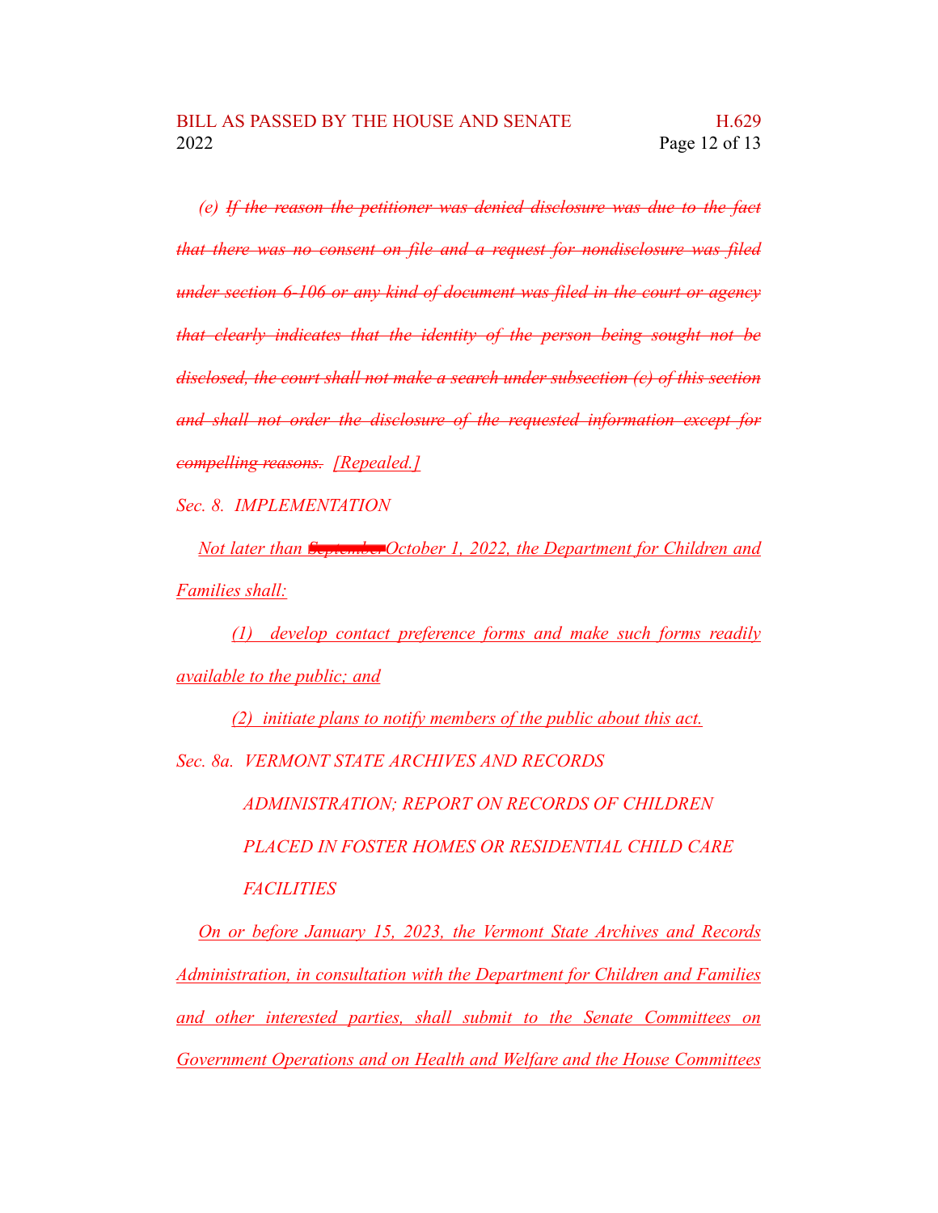*(e) ~~If the reason the petitioner was denied disclosure was due to the fact that there was no consent on file and a request for nondisclosure was filed under section 6-106 or any kind of document was filed in the court or agency that clearly indicates that the identity of the person being sought not be disclosed, the court shall not make a search under subsection (c) of this section and shall not order the disclosure of the requested information except for compelling reasons.~~ [Repealed.]*

*Sec. 8. IMPLEMENTATION*

*Not later than ~~September~~October 1, 2022, the Department for Children and Families shall:*

*(1) develop contact preference forms and make such forms readily available to the public; and*

*(2) initiate plans to notify members of the public about this act.*

*Sec. 8a. VERMONT STATE ARCHIVES AND RECORDS ADMINISTRATION; REPORT ON RECORDS OF CHILDREN PLACED IN FOSTER HOMES OR RESIDENTIAL CHILD CARE FACILITIES*

*On or before January 15, 2023, the Vermont State Archives and Records Administration, in consultation with the Department for Children and Families and other interested parties, shall submit to the Senate Committees on Government Operations and on Health and Welfare and the House Committees*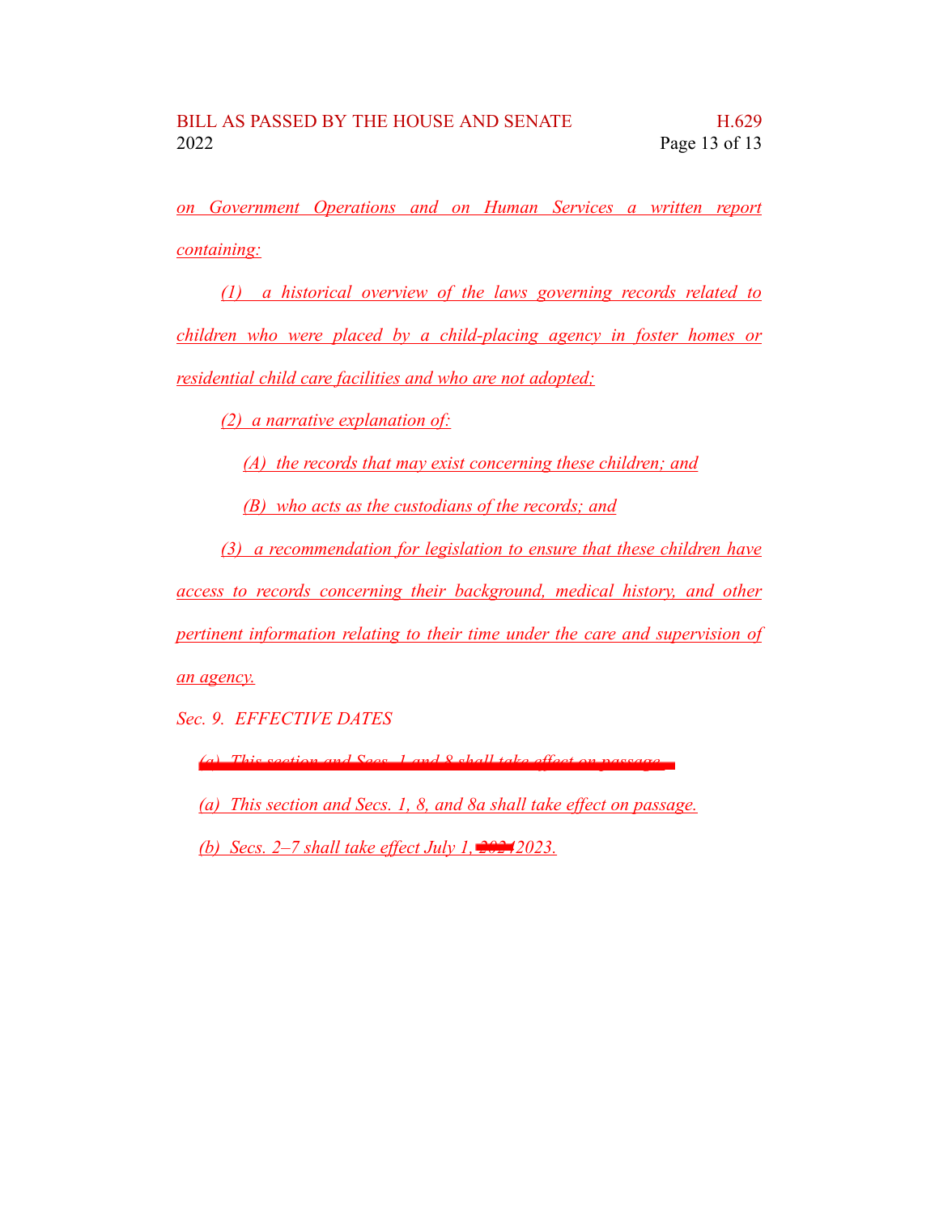*on Government Operations and on Human Services a written report containing:*

*(1) a historical overview of the laws governing records related to children who were placed by a child-placing agency in foster homes or residential child care facilities and who are not adopted;*

*(2) a narrative explanation of:*

*(A) the records that may exist concerning these children; and*

*(B) who acts as the custodians of the records; and*

*(3) a recommendation for legislation to ensure that these children have access to records concerning their background, medical history, and other pertinent information relating to their time under the care and supervision of an agency.*

*Sec. 9. EFFECTIVE DATES*

~~*(a) This section and Secs. 1 and 8 shall take effect on passage.*~~

*(a) This section and Secs. 1, 8, and 8a shall take effect on passage.*

*(b) Secs. 2–7 shall take effect July 1, ~~2024~~ 2023.*